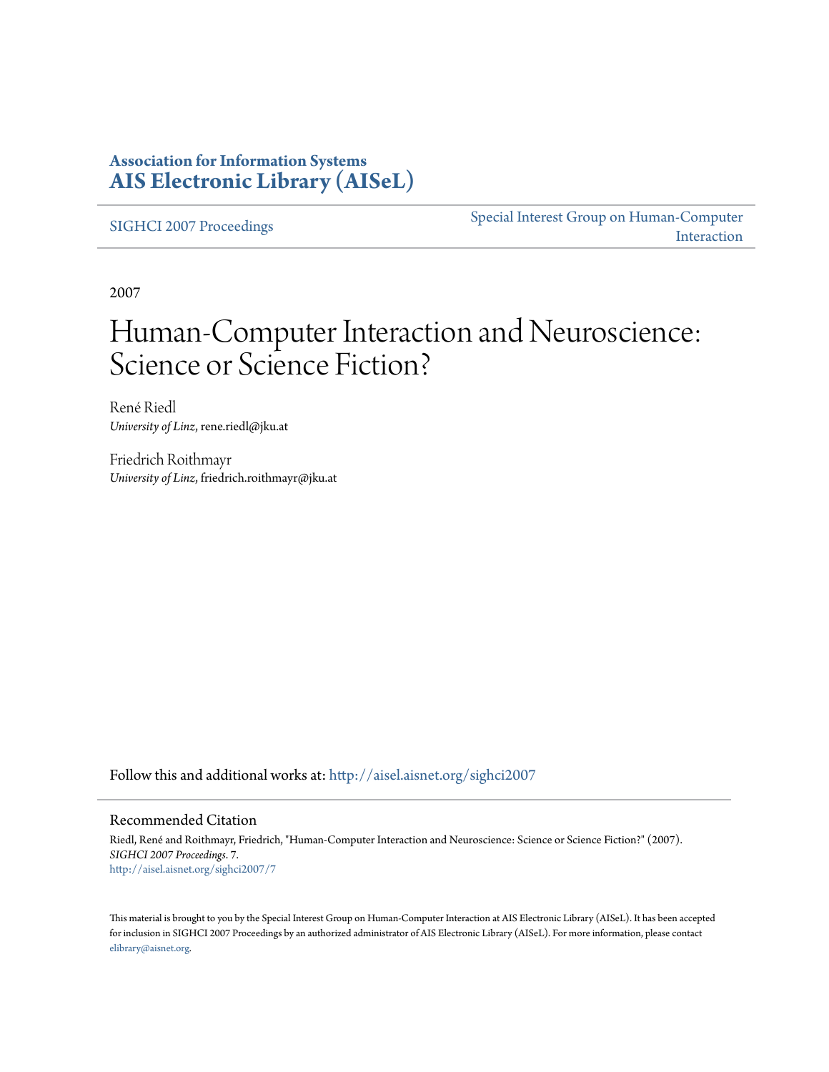**Association for Information Systems**
**AIS Electronic Library (AISeL)**

SIGHCI 2007 Proceedings

Special Interest Group on Human-Computer Interaction

2007

# Human-Computer Interaction and Neuroscience: Science or Science Fiction?

René Riedl
*University of Linz*, rene.riedl@jku.at

Friedrich Roithmayr
*University of Linz*, friedrich.roithmayr@jku.at

Follow this and additional works at: http://aisel.aisnet.org/sighci2007

## Recommended Citation

Riedl, René and Roithmayr, Friedrich, "Human-Computer Interaction and Neuroscience: Science or Science Fiction?" (2007). *SIGHCI 2007 Proceedings*. 7.
http://aisel.aisnet.org/sighci2007/7

This material is brought to you by the Special Interest Group on Human-Computer Interaction at AIS Electronic Library (AISeL). It has been accepted for inclusion in SIGHCI 2007 Proceedings by an authorized administrator of AIS Electronic Library (AISeL). For more information, please contact elibrary@aisnet.org.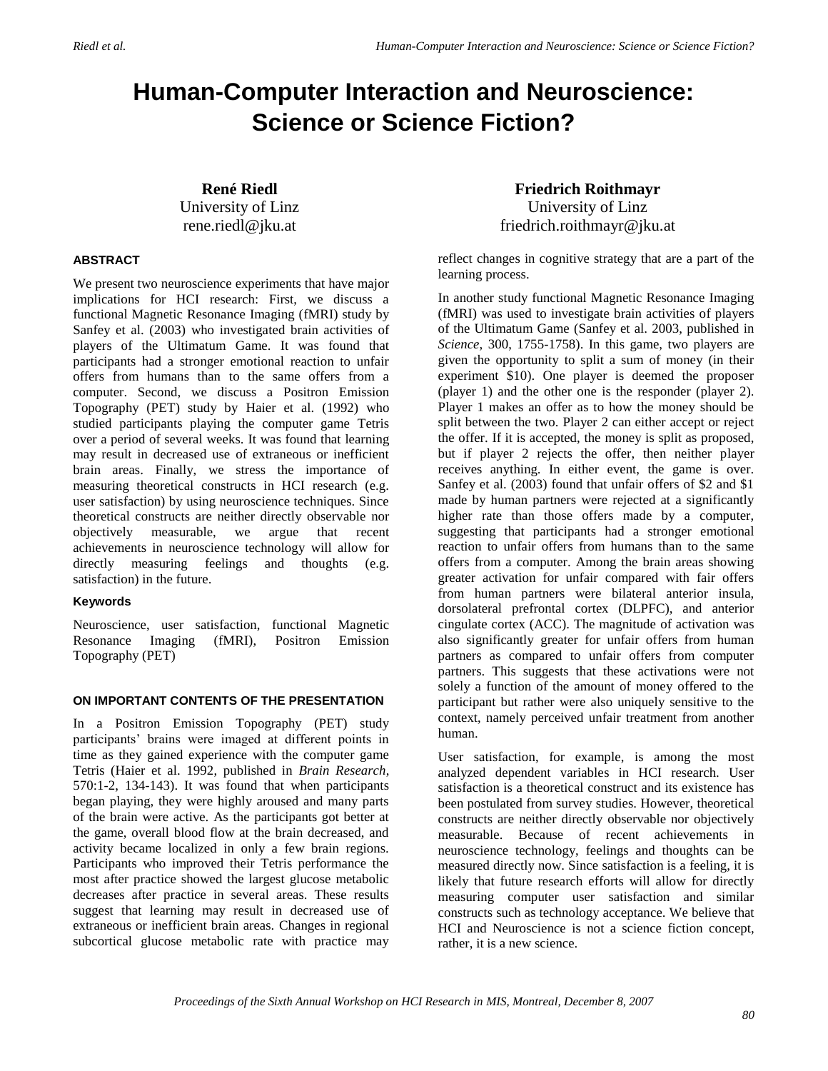# Human-Computer Interaction and Neuroscience: Science or Science Fiction?

**René Riedl**
University of Linz
rene.riedl@jku.at

**Friedrich Roithmayr**
University of Linz
friedrich.roithmayr@jku.at

#### ABSTRACT

We present two neuroscience experiments that have major implications for HCI research: First, we discuss a functional Magnetic Resonance Imaging (fMRI) study by Sanfey et al. (2003) who investigated brain activities of players of the Ultimatum Game. It was found that participants had a stronger emotional reaction to unfair offers from humans than to the same offers from a computer. Second, we discuss a Positron Emission Topography (PET) study by Haier et al. (1992) who studied participants playing the computer game Tetris over a period of several weeks. It was found that learning may result in decreased use of extraneous or inefficient brain areas. Finally, we stress the importance of measuring theoretical constructs in HCI research (e.g. user satisfaction) by using neuroscience techniques. Since theoretical constructs are neither directly observable nor objectively measurable, we argue that recent achievements in neuroscience technology will allow for directly measuring feelings and thoughts (e.g. satisfaction) in the future.

#### Keywords

Neuroscience, user satisfaction, functional Magnetic Resonance Imaging (fMRI), Positron Emission Topography (PET)

#### ON IMPORTANT CONTENTS OF THE PRESENTATION

In a Positron Emission Topography (PET) study participants' brains were imaged at different points in time as they gained experience with the computer game Tetris (Haier et al. 1992, published in *Brain Research*, 570:1-2, 134-143). It was found that when participants began playing, they were highly aroused and many parts of the brain were active. As the participants got better at the game, overall blood flow at the brain decreased, and activity became localized in only a few brain regions. Participants who improved their Tetris performance the most after practice showed the largest glucose metabolic decreases after practice in several areas. These results suggest that learning may result in decreased use of extraneous or inefficient brain areas. Changes in regional subcortical glucose metabolic rate with practice may reflect changes in cognitive strategy that are a part of the learning process.

In another study functional Magnetic Resonance Imaging (fMRI) was used to investigate brain activities of players of the Ultimatum Game (Sanfey et al. 2003, published in *Science*, 300, 1755-1758). In this game, two players are given the opportunity to split a sum of money (in their experiment $10). One player is deemed the proposer (player 1) and the other one is the responder (player 2). Player 1 makes an offer as to how the money should be split between the two. Player 2 can either accept or reject the offer. If it is accepted, the money is split as proposed, but if player 2 rejects the offer, then neither player receives anything. In either event, the game is over. Sanfey et al. (2003) found that unfair offers of $2 and $1 made by human partners were rejected at a significantly higher rate than those offers made by a computer, suggesting that participants had a stronger emotional reaction to unfair offers from humans than to the same offers from a computer. Among the brain areas showing greater activation for unfair compared with fair offers from human partners were bilateral anterior insula, dorsolateral prefrontal cortex (DLPFC), and anterior cingulate cortex (ACC). The magnitude of activation was also significantly greater for unfair offers from human partners as compared to unfair offers from computer partners. This suggests that these activations were not solely a function of the amount of money offered to the participant but rather were also uniquely sensitive to the context, namely perceived unfair treatment from another human.

User satisfaction, for example, is among the most analyzed dependent variables in HCI research. User satisfaction is a theoretical construct and its existence has been postulated from survey studies. However, theoretical constructs are neither directly observable nor objectively measurable. Because of recent achievements in neuroscience technology, feelings and thoughts can be measured directly now. Since satisfaction is a feeling, it is likely that future research efforts will allow for directly measuring computer user satisfaction and similar constructs such as technology acceptance. We believe that HCI and Neuroscience is not a science fiction concept, rather, it is a new science.